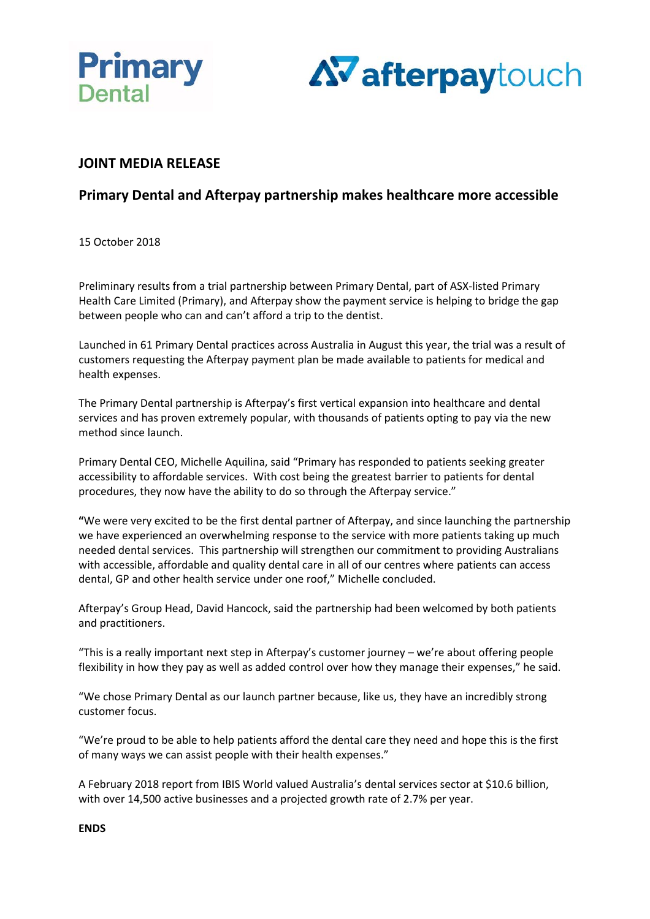Primary Dental

afterpaytouch

## JOINT MEDIA RELEASE

## Primary Dental and Afterpay partnership makes healthcare more accessible

15 October 2018

Preliminary results from a trial partnership between Primary Dental, part of ASX-listed Primary Health Care Limited (Primary), and Afterpay show the payment service is helping to bridge the gap between people who can and can't afford a trip to the dentist.

Launched in 61 Primary Dental practices across Australia in August this year, the trial was a result of customers requesting the Afterpay payment plan be made available to patients for medical and health expenses.

The Primary Dental partnership is Afterpay's first vertical expansion into healthcare and dental services and has proven extremely popular, with thousands of patients opting to pay via the new method since launch.

Primary Dental CEO, Michelle Aquilina, said "Primary has responded to patients seeking greater accessibility to affordable services. With cost being the greatest barrier to patients for dental procedures, they now have the ability to do so through the Afterpay service."

"We were very excited to be the first dental partner of Afterpay, and since launching the partnership we have experienced an overwhelming response to the service with more patients taking up much needed dental services. This partnership will strengthen our commitment to providing Australians with accessible, affordable and quality dental care in all of our centres where patients can access dental, GP and other health service under one roof," Michelle concluded.

Afterpay's Group Head, David Hancock, said the partnership had been welcomed by both patients and practitioners.

"This is a really important next step in Afterpay's customer journey – we're about offering people flexibility in how they pay as well as added control over how they manage their expenses," he said.

"We chose Primary Dental as our launch partner because, like us, they have an incredibly strong customer focus.

"We're proud to be able to help patients afford the dental care they need and hope this is the first of many ways we can assist people with their health expenses."

A February 2018 report from IBIS World valued Australia's dental services sector at $10.6 billion, with over 14,500 active businesses and a projected growth rate of 2.7% per year.

**ENDS**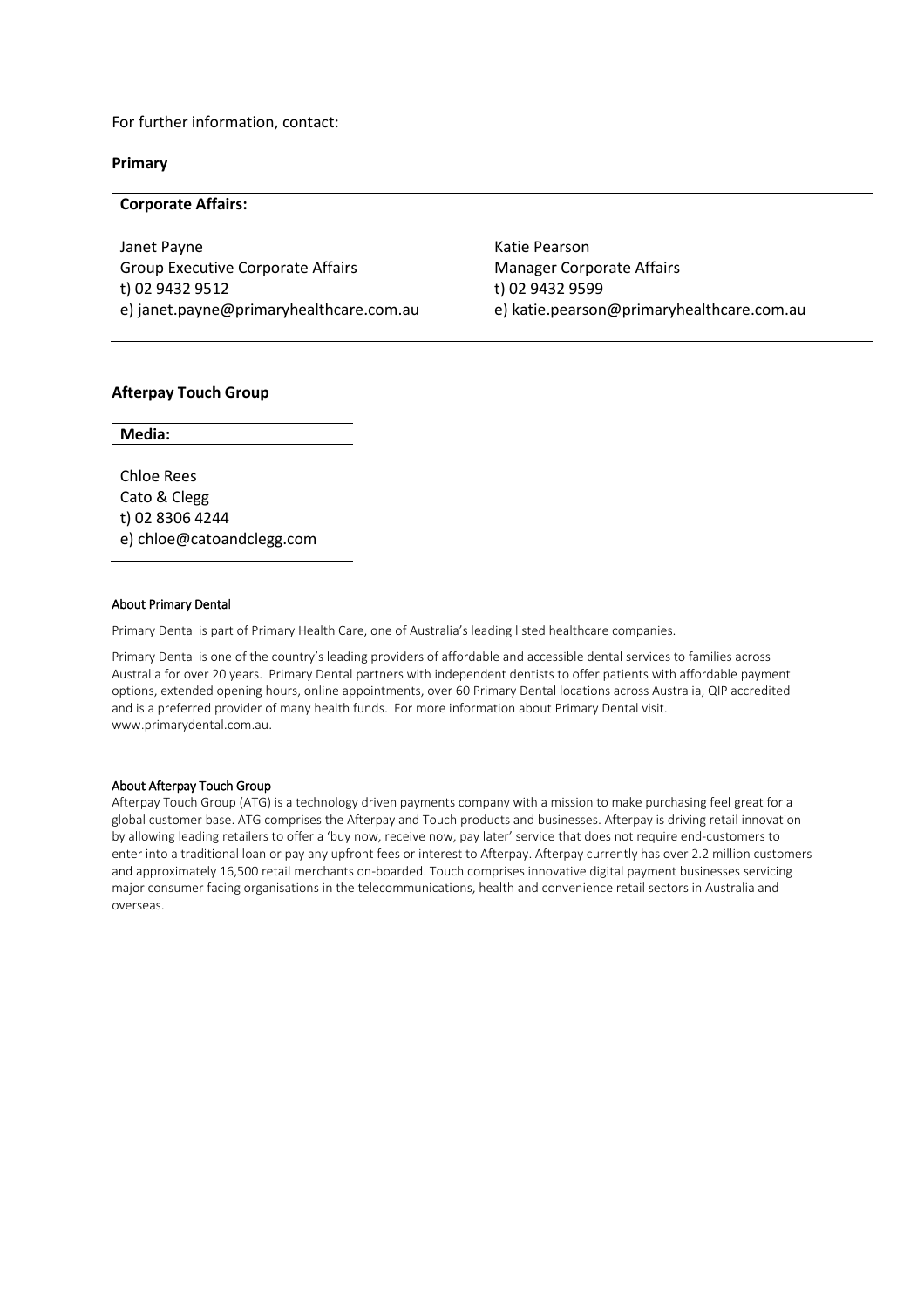For further information, contact:

**Primary**

**Corporate Affairs:**

Janet Payne
Group Executive Corporate Affairs
t) 02 9432 9512
e) janet.payne@primaryhealthcare.com.au

Katie Pearson
Manager Corporate Affairs
t) 02 9432 9599
e) katie.pearson@primaryhealthcare.com.au

**Afterpay Touch Group**

**Media:**

Chloe Rees
Cato & Clegg
t) 02 8306 4244
e) chloe@catoandclegg.com

**About Primary Dental**

Primary Dental is part of Primary Health Care, one of Australia's leading listed healthcare companies.

Primary Dental is one of the country's leading providers of affordable and accessible dental services to families across Australia for over 20 years. Primary Dental partners with independent dentists to offer patients with affordable payment options, extended opening hours, online appointments, over 60 Primary Dental locations across Australia, QIP accredited and is a preferred provider of many health funds. For more information about Primary Dental visit. www.primarydental.com.au.

**About Afterpay Touch Group**

Afterpay Touch Group (ATG) is a technology driven payments company with a mission to make purchasing feel great for a global customer base. ATG comprises the Afterpay and Touch products and businesses. Afterpay is driving retail innovation by allowing leading retailers to offer a 'buy now, receive now, pay later' service that does not require end-customers to enter into a traditional loan or pay any upfront fees or interest to Afterpay. Afterpay currently has over 2.2 million customers and approximately 16,500 retail merchants on-boarded. Touch comprises innovative digital payment businesses servicing major consumer facing organisations in the telecommunications, health and convenience retail sectors in Australia and overseas.